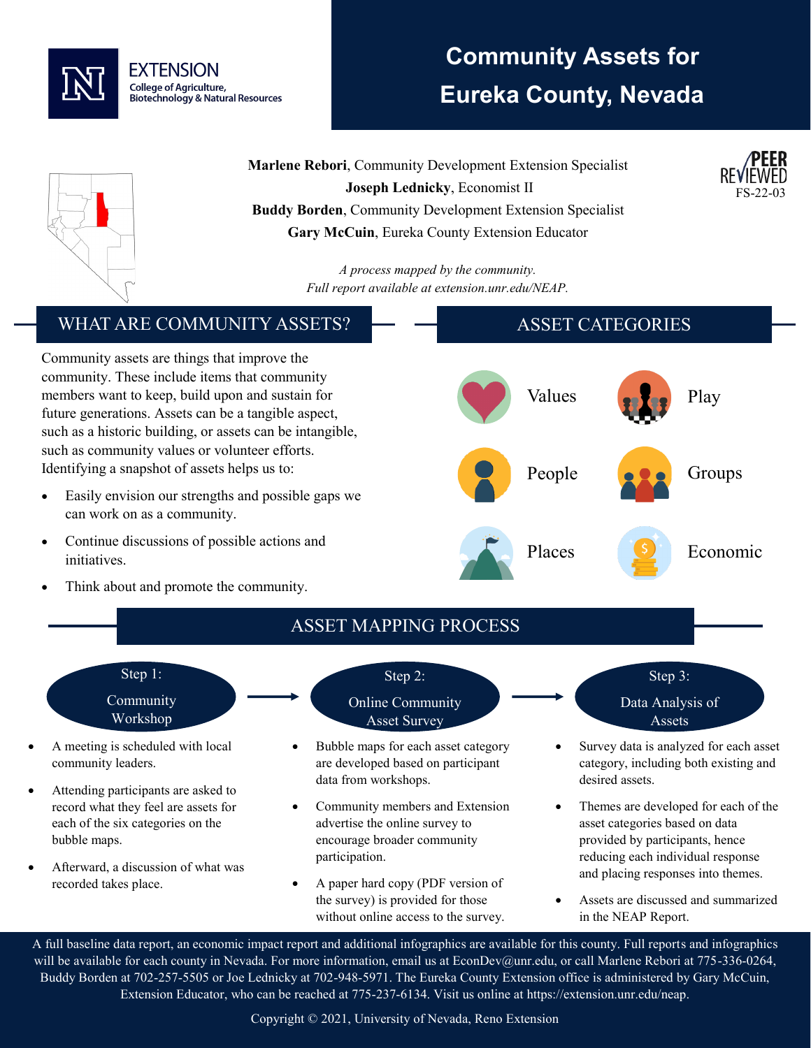EXTENSION
College of Agriculture, Biotechnology & Natural Resources

# Community Assets for Eureka County, Nevada

**Marlene Rebori**, Community Development Extension Specialist
**Joseph Lednicky**, Economist II
**Buddy Borden**, Community Development Extension Specialist
**Gary McCuin**, Eureka County Extension Educator

PEER REVIEWED
FS-22-03

*A process mapped by the community.*
*Full report available at extension.unr.edu/NEAP.*

## WHAT ARE COMMUNITY ASSETS?

Community assets are things that improve the community. These include items that community members want to keep, build upon and sustain for future generations. Assets can be a tangible aspect, such as a historic building, or assets can be intangible, such as community values or volunteer efforts. Identifying a snapshot of assets helps us to:

- Easily envision our strengths and possible gaps we can work on as a community.
- Continue discussions of possible actions and initiatives.
- Think about and promote the community.

## ASSET CATEGORIES

- Values
- Play
- People
- Groups
- Places
- Economic

## ASSET MAPPING PROCESS

### Step 1: Community Workshop

- A meeting is scheduled with local community leaders.
- Attending participants are asked to record what they feel are assets for each of the six categories on the bubble maps.
- Afterward, a discussion of what was recorded takes place.

### Step 2: Online Community Asset Survey

- Bubble maps for each asset category are developed based on participant data from workshops.
- Community members and Extension advertise the online survey to encourage broader community participation.
- A paper hard copy (PDF version of the survey) is provided for those without online access to the survey.

### Step 3: Data Analysis of Assets

- Survey data is analyzed for each asset category, including both existing and desired assets.
- Themes are developed for each of the asset categories based on data provided by participants, hence reducing each individual response and placing responses into themes.
- Assets are discussed and summarized in the NEAP Report.

A full baseline data report, an economic impact report and additional infographics are available for this county. Full reports and infographics will be available for each county in Nevada. For more information, email us at EconDev@unr.edu, or call Marlene Rebori at 775-336-0264, Buddy Borden at 702-257-5505 or Joe Lednicky at 702-948-5971. The Eureka County Extension office is administered by Gary McCuin, Extension Educator, who can be reached at 775-237-6134. Visit us online at https://extension.unr.edu/neap.

Copyright © 2021, University of Nevada, Reno Extension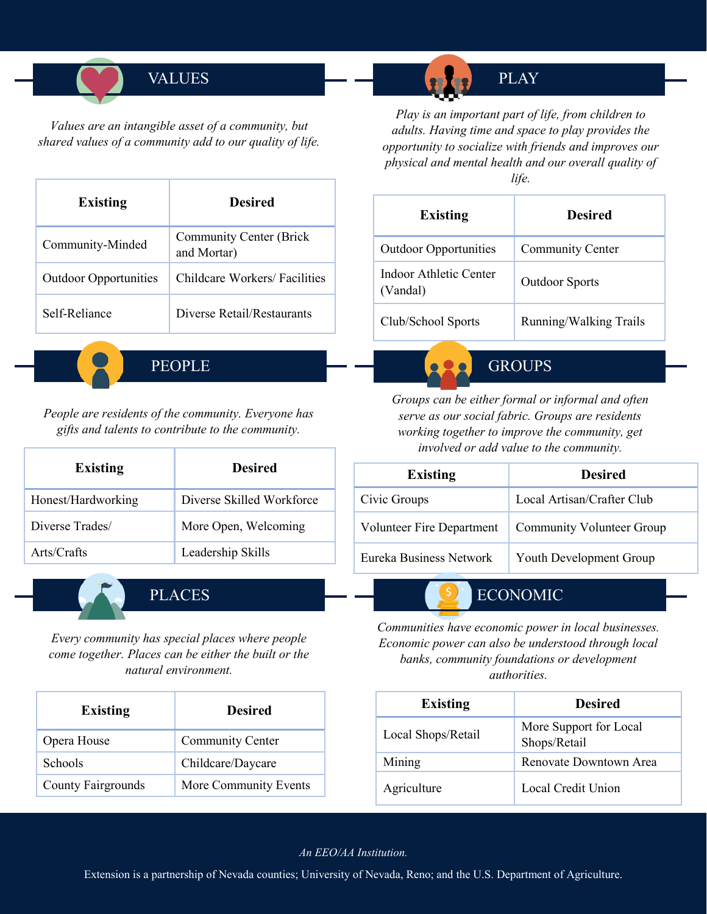## VALUES

*Values are an intangible asset of a community, but shared values of a community add to our quality of life.*

| Existing | Desired |
| --- | --- |
| Community-Minded | Community Center (Brick and Mortar) |
| Outdoor Opportunities | Childcare Workers/ Facilities |
| Self-Reliance | Diverse Retail/Restaurants |

## PEOPLE

*People are residents of the community. Everyone has gifts and talents to contribute to the community.*

| Existing | Desired |
| --- | --- |
| Honest/Hardworking | Diverse Skilled Workforce |
| Diverse Trades/ | More Open, Welcoming |
| Arts/Crafts | Leadership Skills |

## PLACES

*Every community has special places where people come together. Places can be either the built or the natural environment.*

| Existing | Desired |
| --- | --- |
| Opera House | Community Center |
| Schools | Childcare/Daycare |
| County Fairgrounds | More Community Events |

## PLAY

*Play is an important part of life, from children to adults. Having time and space to play provides the opportunity to socialize with friends and improves our physical and mental health and our overall quality of life.*

| Existing | Desired |
| --- | --- |
| Outdoor Opportunities | Community Center |
| Indoor Athletic Center (Vandal) | Outdoor Sports |
| Club/School Sports | Running/Walking Trails |

## GROUPS

*Groups can be either formal or informal and often serve as our social fabric. Groups are residents working together to improve the community, get involved or add value to the community.*

| Existing | Desired |
| --- | --- |
| Civic Groups | Local Artisan/Crafter Club |
| Volunteer Fire Department | Community Volunteer Group |
| Eureka Business Network | Youth Development Group |

## ECONOMIC

*Communities have economic power in local businesses. Economic power can also be understood through local banks, community foundations or development authorities.*

| Existing | Desired |
| --- | --- |
| Local Shops/Retail | More Support for Local Shops/Retail |
| Mining | Renovate Downtown Area |
| Agriculture | Local Credit Union |

*An EEO/AA Institution.*

Extension is a partnership of Nevada counties; University of Nevada, Reno; and the U.S. Department of Agriculture.